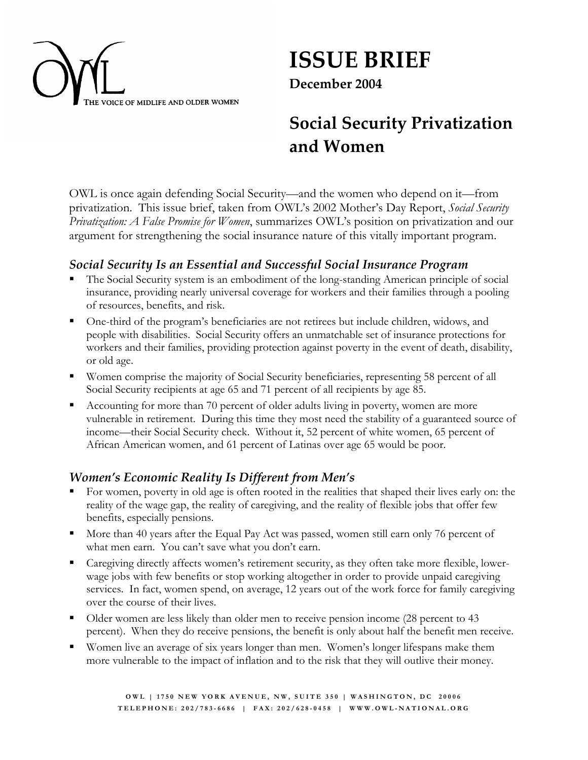OWL
THE VOICE OF MIDLIFE AND OLDER WOMEN

# ISSUE BRIEF

**December 2004**

## Social Security Privatization and Women

OWL is once again defending Social Security—and the women who depend on it—from privatization. This issue brief, taken from OWL's 2002 Mother's Day Report, *Social Security Privatization: A False Promise for Women*, summarizes OWL's position on privatization and our argument for strengthening the social insurance nature of this vitally important program.

### *Social Security Is an Essential and Successful Social Insurance Program*

- The Social Security system is an embodiment of the long-standing American principle of social insurance, providing nearly universal coverage for workers and their families through a pooling of resources, benefits, and risk.
- One-third of the program's beneficiaries are not retirees but include children, widows, and people with disabilities. Social Security offers an unmatchable set of insurance protections for workers and their families, providing protection against poverty in the event of death, disability, or old age.
- Women comprise the majority of Social Security beneficiaries, representing 58 percent of all Social Security recipients at age 65 and 71 percent of all recipients by age 85.
- Accounting for more than 70 percent of older adults living in poverty, women are more vulnerable in retirement. During this time they most need the stability of a guaranteed source of income—their Social Security check. Without it, 52 percent of white women, 65 percent of African American women, and 61 percent of Latinas over age 65 would be poor.

### *Women's Economic Reality Is Different from Men's*

- For women, poverty in old age is often rooted in the realities that shaped their lives early on: the reality of the wage gap, the reality of caregiving, and the reality of flexible jobs that offer few benefits, especially pensions.
- More than 40 years after the Equal Pay Act was passed, women still earn only 76 percent of what men earn. You can't save what you don't earn.
- Caregiving directly affects women's retirement security, as they often take more flexible, lower-wage jobs with few benefits or stop working altogether in order to provide unpaid caregiving services. In fact, women spend, on average, 12 years out of the work force for family caregiving over the course of their lives.
- Older women are less likely than older men to receive pension income (28 percent to 43 percent). When they do receive pensions, the benefit is only about half the benefit men receive.
- Women live an average of six years longer than men. Women's longer lifespans make them more vulnerable to the impact of inflation and to the risk that they will outlive their money.

OWL | 1750 NEW YORK AVENUE, NW, SUITE 350 | WASHINGTON, DC 20006
TELEPHONE: 202/783-6686 | FAX: 202/628-0458 | WWW.OWL-NATIONAL.ORG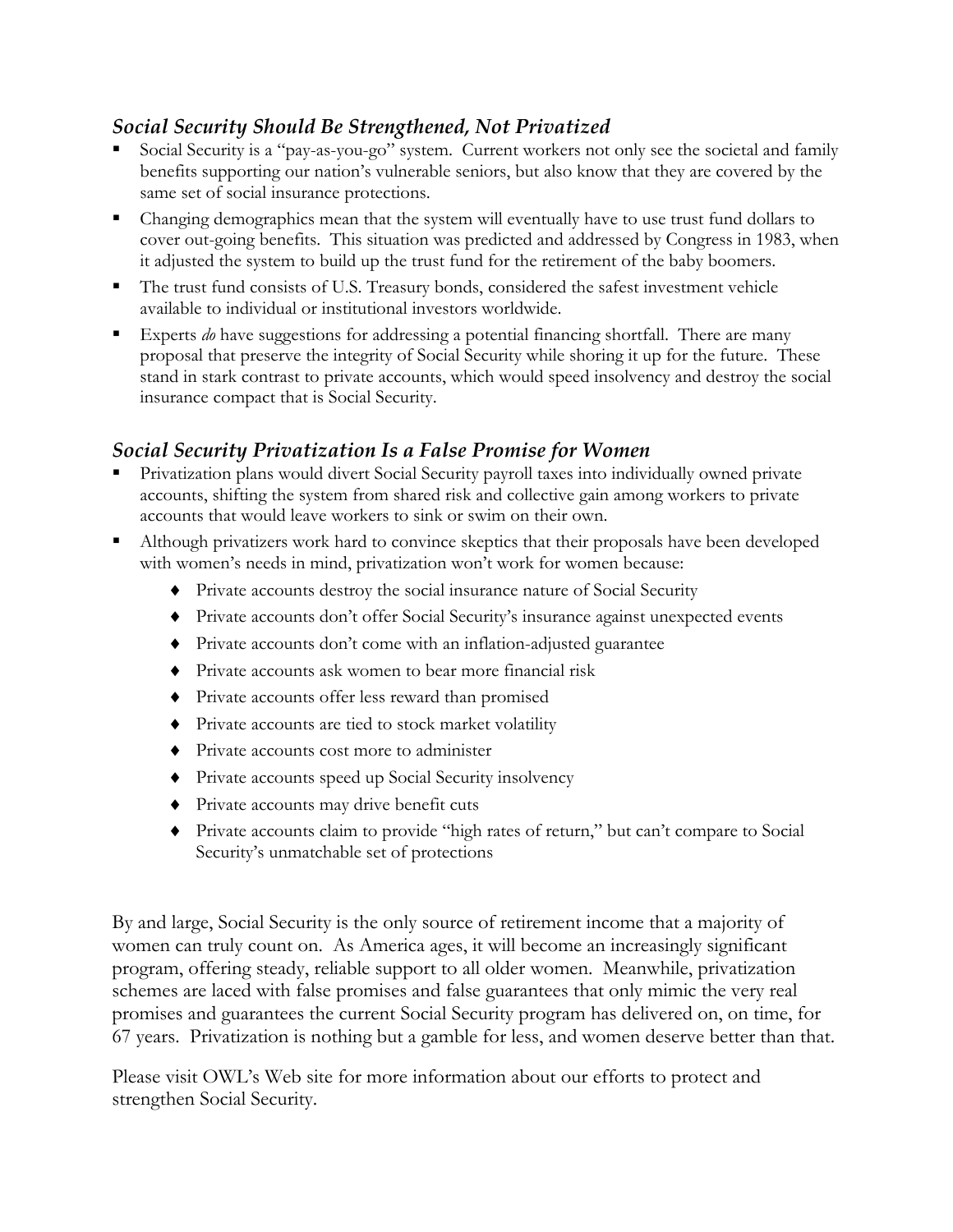### *Social Security Should Be Strengthened, Not Privatized*

- Social Security is a "pay-as-you-go" system. Current workers not only see the societal and family benefits supporting our nation's vulnerable seniors, but also know that they are covered by the same set of social insurance protections.
- Changing demographics mean that the system will eventually have to use trust fund dollars to cover out-going benefits. This situation was predicted and addressed by Congress in 1983, when it adjusted the system to build up the trust fund for the retirement of the baby boomers.
- The trust fund consists of U.S. Treasury bonds, considered the safest investment vehicle available to individual or institutional investors worldwide.
- Experts *do* have suggestions for addressing a potential financing shortfall. There are many proposal that preserve the integrity of Social Security while shoring it up for the future. These stand in stark contrast to private accounts, which would speed insolvency and destroy the social insurance compact that is Social Security.

### *Social Security Privatization Is a False Promise for Women*

- Privatization plans would divert Social Security payroll taxes into individually owned private accounts, shifting the system from shared risk and collective gain among workers to private accounts that would leave workers to sink or swim on their own.
- Although privatizers work hard to convince skeptics that their proposals have been developed with women's needs in mind, privatization won't work for women because:
  - Private accounts destroy the social insurance nature of Social Security
  - Private accounts don't offer Social Security's insurance against unexpected events
  - Private accounts don't come with an inflation-adjusted guarantee
  - Private accounts ask women to bear more financial risk
  - Private accounts offer less reward than promised
  - Private accounts are tied to stock market volatility
  - Private accounts cost more to administer
  - Private accounts speed up Social Security insolvency
  - Private accounts may drive benefit cuts
  - Private accounts claim to provide "high rates of return," but can't compare to Social Security's unmatchable set of protections

By and large, Social Security is the only source of retirement income that a majority of women can truly count on. As America ages, it will become an increasingly significant program, offering steady, reliable support to all older women. Meanwhile, privatization schemes are laced with false promises and false guarantees that only mimic the very real promises and guarantees the current Social Security program has delivered on, on time, for 67 years. Privatization is nothing but a gamble for less, and women deserve better than that.

Please visit OWL's Web site for more information about our efforts to protect and strengthen Social Security.